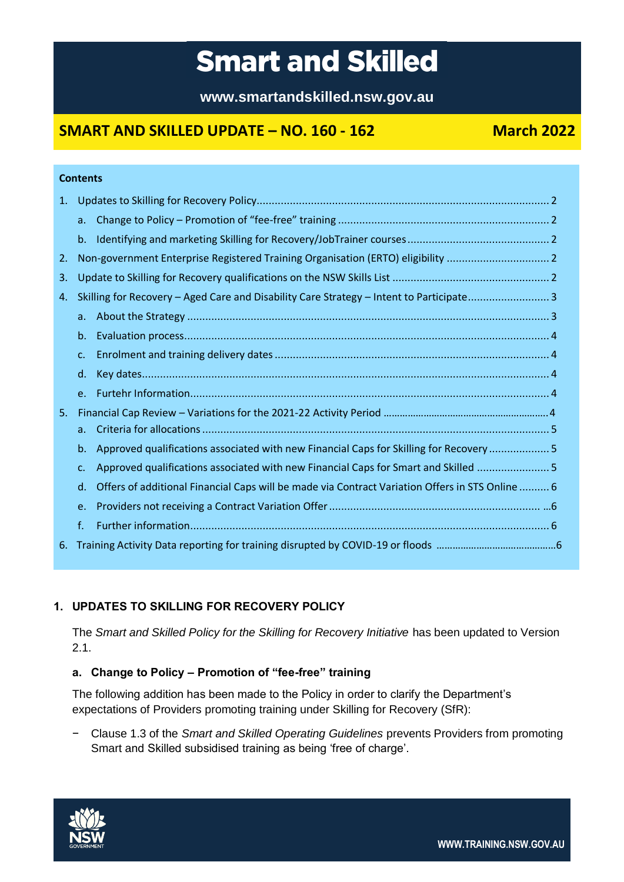# Smart and Skilled

**www.smartandskilled.nsw.gov.au**

## SMART AND SKILLED UPDATE – NO. 160 - 162 March 2022

**Contents**

1. Updates to Skilling for Recovery Policy .......... 2
   a. Change to Policy – Promotion of "fee-free" training .......... 2
   b. Identifying and marketing Skilling for Recovery/JobTrainer courses .......... 2
2. Non-government Enterprise Registered Training Organisation (ERTO) eligibility .......... 2
3. Update to Skilling for Recovery qualifications on the NSW Skills List .......... 2
4. Skilling for Recovery – Aged Care and Disability Care Strategy – Intent to Participate .......... 3
   a. About the Strategy .......... 3
   b. Evaluation process .......... 4
   c. Enrolment and training delivery dates .......... 4
   d. Key dates .......... 4
   e. Furtehr Information .......... 4
5. Financial Cap Review – Variations for the 2021-22 Activity Period .......... 4
   a. Criteria for allocations .......... 5
   b. Approved qualifications associated with new Financial Caps for Skilling for Recovery .......... 5
   c. Approved qualifications associated with new Financial Caps for Smart and Skilled .......... 5
   d. Offers of additional Financial Caps will be made via Contract Variation Offers in STS Online .......... 6
   e. Providers not receiving a Contract Variation Offer .......... 6
   f. Further information .......... 6
6. Training Activity Data reporting for training disrupted by COVID-19 or floods .......... 6

## 1. UPDATES TO SKILLING FOR RECOVERY POLICY

The *Smart and Skilled Policy for the Skilling for Recovery Initiative* has been updated to Version 2.1.

### a. Change to Policy – Promotion of "fee-free" training

The following addition has been made to the Policy in order to clarify the Department's expectations of Providers promoting training under Skilling for Recovery (SfR):

- Clause 1.3 of the *Smart and Skilled Operating Guidelines* prevents Providers from promoting Smart and Skilled subsidised training as being 'free of charge'.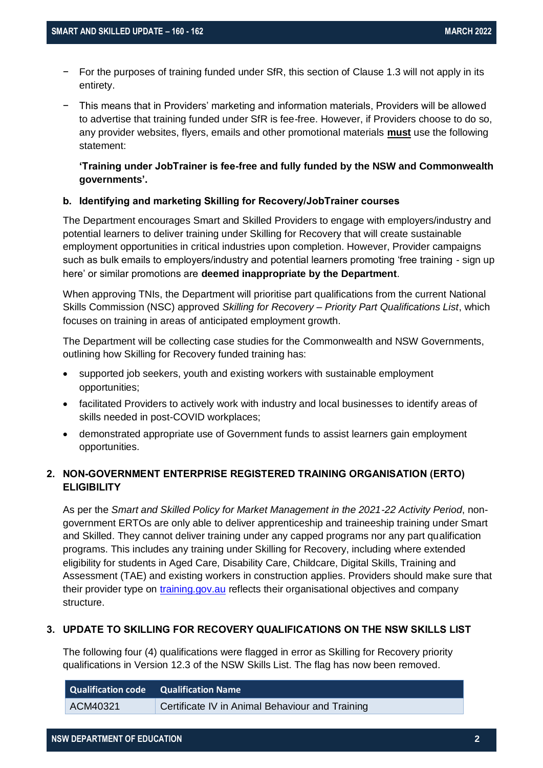- For the purposes of training funded under SfR, this section of Clause 1.3 will not apply in its entirety.
- This means that in Providers' marketing and information materials, Providers will be allowed to advertise that training funded under SfR is fee-free. However, if Providers choose to do so, any provider websites, flyers, emails and other promotional materials **must** use the following statement:

  **'Training under JobTrainer is fee-free and fully funded by the NSW and Commonwealth governments'.**

**b. Identifying and marketing Skilling for Recovery/JobTrainer courses**

The Department encourages Smart and Skilled Providers to engage with employers/industry and potential learners to deliver training under Skilling for Recovery that will create sustainable employment opportunities in critical industries upon completion. However, Provider campaigns such as bulk emails to employers/industry and potential learners promoting 'free training - sign up here' or similar promotions are **deemed inappropriate by the Department**.

When approving TNIs, the Department will prioritise part qualifications from the current National Skills Commission (NSC) approved *Skilling for Recovery – Priority Part Qualifications List*, which focuses on training in areas of anticipated employment growth.

The Department will be collecting case studies for the Commonwealth and NSW Governments, outlining how Skilling for Recovery funded training has:

- supported job seekers, youth and existing workers with sustainable employment opportunities;
- facilitated Providers to actively work with industry and local businesses to identify areas of skills needed in post-COVID workplaces;
- demonstrated appropriate use of Government funds to assist learners gain employment opportunities.

## 2. NON-GOVERNMENT ENTERPRISE REGISTERED TRAINING ORGANISATION (ERTO) ELIGIBILITY

As per the *Smart and Skilled Policy for Market Management in the 2021-22 Activity Period*, non-government ERTOs are only able to deliver apprenticeship and traineeship training under Smart and Skilled. They cannot deliver training under any capped programs nor any part qualification programs. This includes any training under Skilling for Recovery, including where extended eligibility for students in Aged Care, Disability Care, Childcare, Digital Skills, Training and Assessment (TAE) and existing workers in construction applies. Providers should make sure that their provider type on [training.gov.au](training.gov.au) reflects their organisational objectives and company structure.

## 3. UPDATE TO SKILLING FOR RECOVERY QUALIFICATIONS ON THE NSW SKILLS LIST

The following four (4) qualifications were flagged in error as Skilling for Recovery priority qualifications in Version 12.3 of the NSW Skills List. The flag has now been removed.

| Qualification code | Qualification Name |
|---|---|
| ACM40321 | Certificate IV in Animal Behaviour and Training |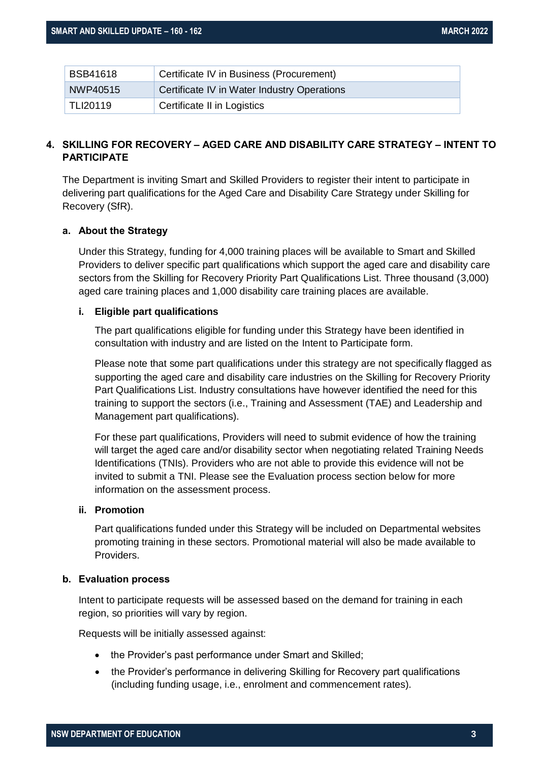| | |
|---|---|
| BSB41618 | Certificate IV in Business (Procurement) |
| NWP40515 | Certificate IV in Water Industry Operations |
| TLI20119 | Certificate II in Logistics |

## 4. SKILLING FOR RECOVERY – AGED CARE AND DISABILITY CARE STRATEGY – INTENT TO PARTICIPATE

The Department is inviting Smart and Skilled Providers to register their intent to participate in delivering part qualifications for the Aged Care and Disability Care Strategy under Skilling for Recovery (SfR).

### a. About the Strategy

Under this Strategy, funding for 4,000 training places will be available to Smart and Skilled Providers to deliver specific part qualifications which support the aged care and disability care sectors from the Skilling for Recovery Priority Part Qualifications List. Three thousand (3,000) aged care training places and 1,000 disability care training places are available.

#### i. Eligible part qualifications

The part qualifications eligible for funding under this Strategy have been identified in consultation with industry and are listed on the Intent to Participate form.

Please note that some part qualifications under this strategy are not specifically flagged as supporting the aged care and disability care industries on the Skilling for Recovery Priority Part Qualifications List. Industry consultations have however identified the need for this training to support the sectors (i.e., Training and Assessment (TAE) and Leadership and Management part qualifications).

For these part qualifications, Providers will need to submit evidence of how the training will target the aged care and/or disability sector when negotiating related Training Needs Identifications (TNIs). Providers who are not able to provide this evidence will not be invited to submit a TNI. Please see the Evaluation process section below for more information on the assessment process.

#### ii. Promotion

Part qualifications funded under this Strategy will be included on Departmental websites promoting training in these sectors. Promotional material will also be made available to Providers.

### b. Evaluation process

Intent to participate requests will be assessed based on the demand for training in each region, so priorities will vary by region.

Requests will be initially assessed against:

- the Provider's past performance under Smart and Skilled;
- the Provider's performance in delivering Skilling for Recovery part qualifications (including funding usage, i.e., enrolment and commencement rates).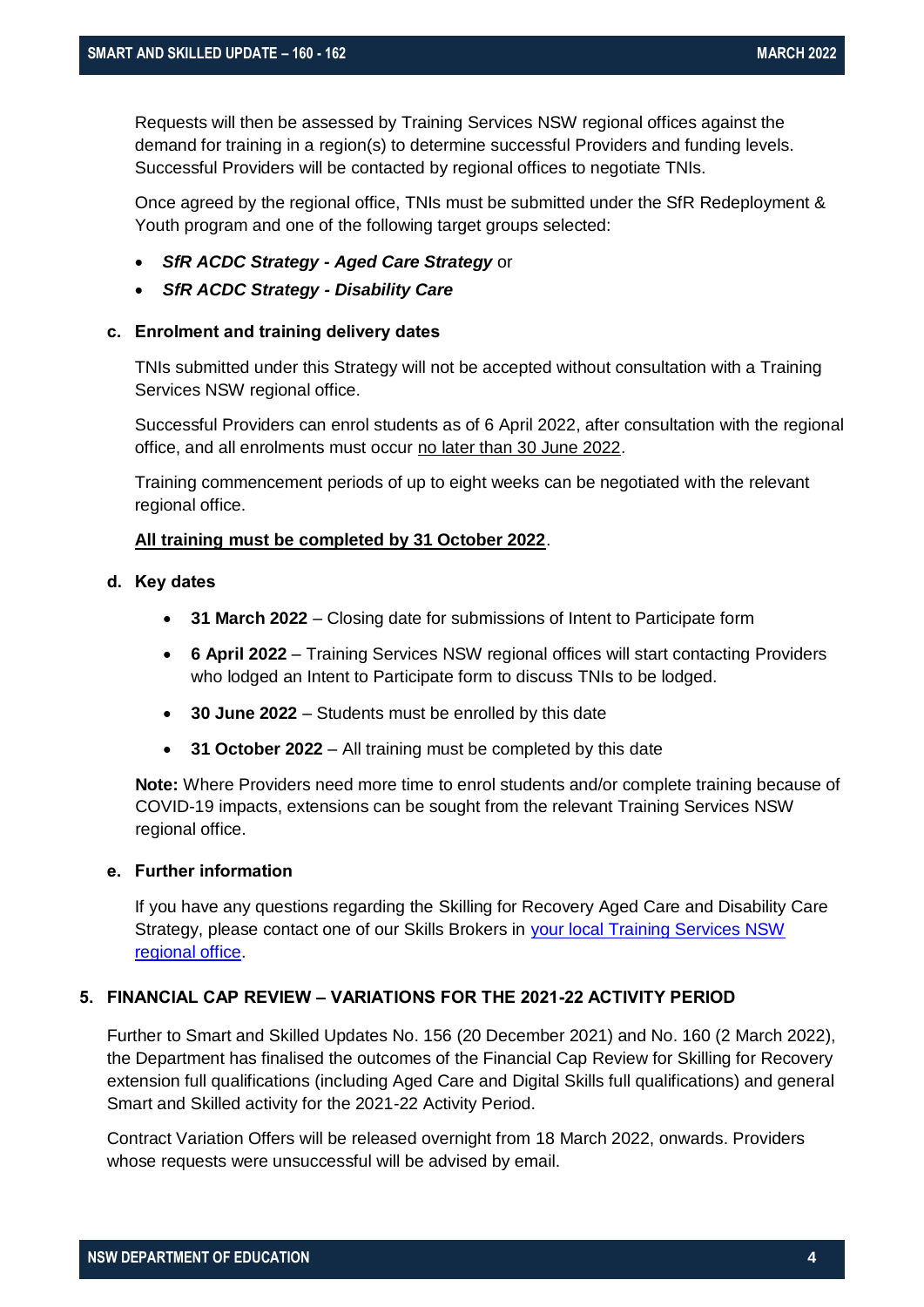Requests will then be assessed by Training Services NSW regional offices against the demand for training in a region(s) to determine successful Providers and funding levels. Successful Providers will be contacted by regional offices to negotiate TNIs.

Once agreed by the regional office, TNIs must be submitted under the SfR Redeployment & Youth program and one of the following target groups selected:

- ***SfR ACDC Strategy - Aged Care Strategy*** or
- ***SfR ACDC Strategy - Disability Care***

#### c. Enrolment and training delivery dates

TNIs submitted under this Strategy will not be accepted without consultation with a Training Services NSW regional office.

Successful Providers can enrol students as of 6 April 2022, after consultation with the regional office, and all enrolments must occur no later than 30 June 2022.

Training commencement periods of up to eight weeks can be negotiated with the relevant regional office.

**All training must be completed by 31 October 2022**.

#### d. Key dates

- **31 March 2022** – Closing date for submissions of Intent to Participate form
- **6 April 2022** – Training Services NSW regional offices will start contacting Providers who lodged an Intent to Participate form to discuss TNIs to be lodged.
- **30 June 2022** – Students must be enrolled by this date
- **31 October 2022** – All training must be completed by this date

**Note:** Where Providers need more time to enrol students and/or complete training because of COVID-19 impacts, extensions can be sought from the relevant Training Services NSW regional office.

#### e. Further information

If you have any questions regarding the Skilling for Recovery Aged Care and Disability Care Strategy, please contact one of our Skills Brokers in your local Training Services NSW regional office.

## 5. FINANCIAL CAP REVIEW – VARIATIONS FOR THE 2021-22 ACTIVITY PERIOD

Further to Smart and Skilled Updates No. 156 (20 December 2021) and No. 160 (2 March 2022), the Department has finalised the outcomes of the Financial Cap Review for Skilling for Recovery extension full qualifications (including Aged Care and Digital Skills full qualifications) and general Smart and Skilled activity for the 2021-22 Activity Period.

Contract Variation Offers will be released overnight from 18 March 2022, onwards. Providers whose requests were unsuccessful will be advised by email.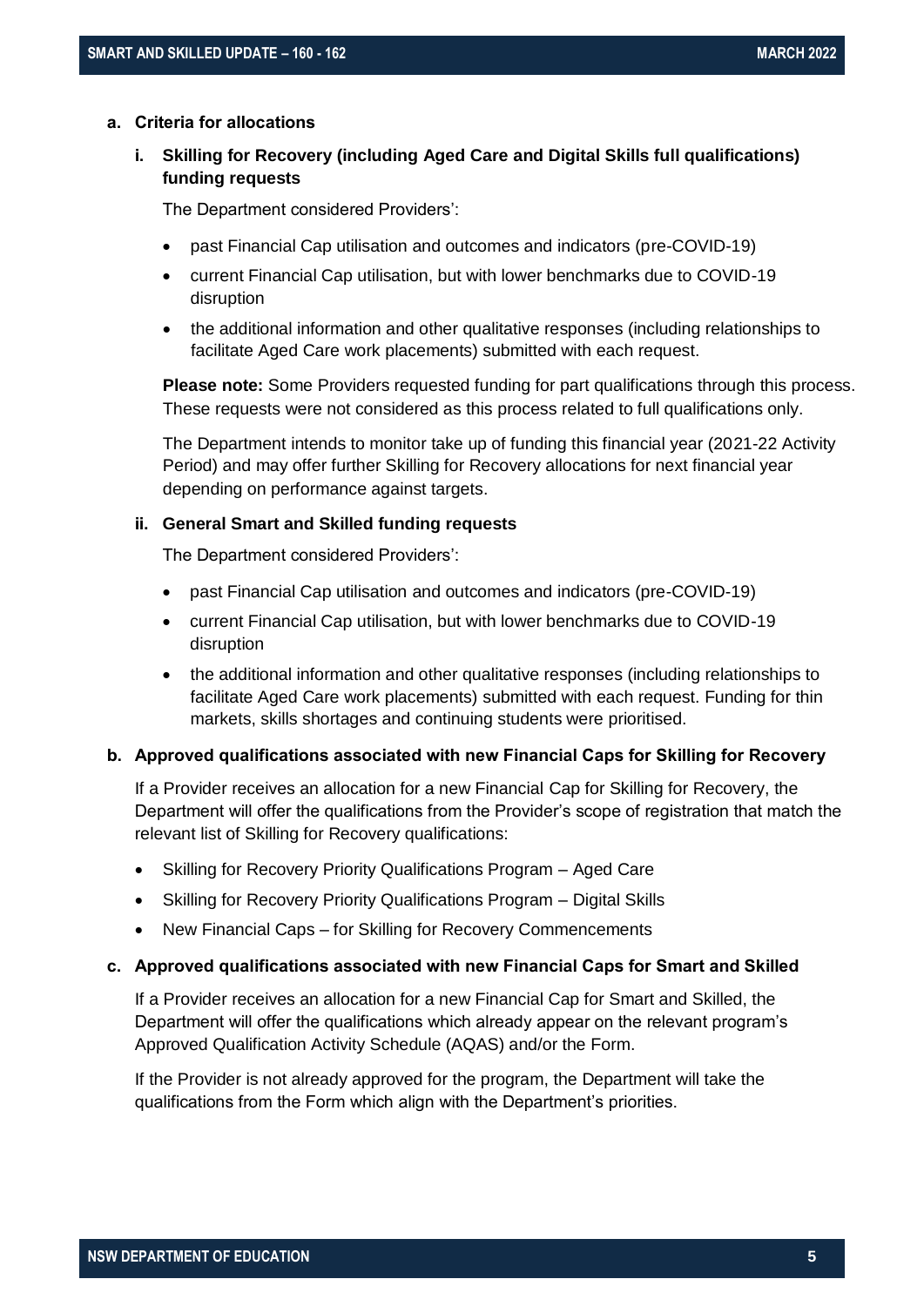### a. Criteria for allocations

#### i. Skilling for Recovery (including Aged Care and Digital Skills full qualifications) funding requests

The Department considered Providers':

- past Financial Cap utilisation and outcomes and indicators (pre-COVID-19)
- current Financial Cap utilisation, but with lower benchmarks due to COVID-19 disruption
- the additional information and other qualitative responses (including relationships to facilitate Aged Care work placements) submitted with each request.

**Please note:** Some Providers requested funding for part qualifications through this process. These requests were not considered as this process related to full qualifications only.

The Department intends to monitor take up of funding this financial year (2021-22 Activity Period) and may offer further Skilling for Recovery allocations for next financial year depending on performance against targets.

#### ii. General Smart and Skilled funding requests

The Department considered Providers':

- past Financial Cap utilisation and outcomes and indicators (pre-COVID-19)
- current Financial Cap utilisation, but with lower benchmarks due to COVID-19 disruption
- the additional information and other qualitative responses (including relationships to facilitate Aged Care work placements) submitted with each request. Funding for thin markets, skills shortages and continuing students were prioritised.

### b. Approved qualifications associated with new Financial Caps for Skilling for Recovery

If a Provider receives an allocation for a new Financial Cap for Skilling for Recovery, the Department will offer the qualifications from the Provider's scope of registration that match the relevant list of Skilling for Recovery qualifications:

- Skilling for Recovery Priority Qualifications Program – Aged Care
- Skilling for Recovery Priority Qualifications Program – Digital Skills
- New Financial Caps – for Skilling for Recovery Commencements

### c. Approved qualifications associated with new Financial Caps for Smart and Skilled

If a Provider receives an allocation for a new Financial Cap for Smart and Skilled, the Department will offer the qualifications which already appear on the relevant program's Approved Qualification Activity Schedule (AQAS) and/or the Form.

If the Provider is not already approved for the program, the Department will take the qualifications from the Form which align with the Department's priorities.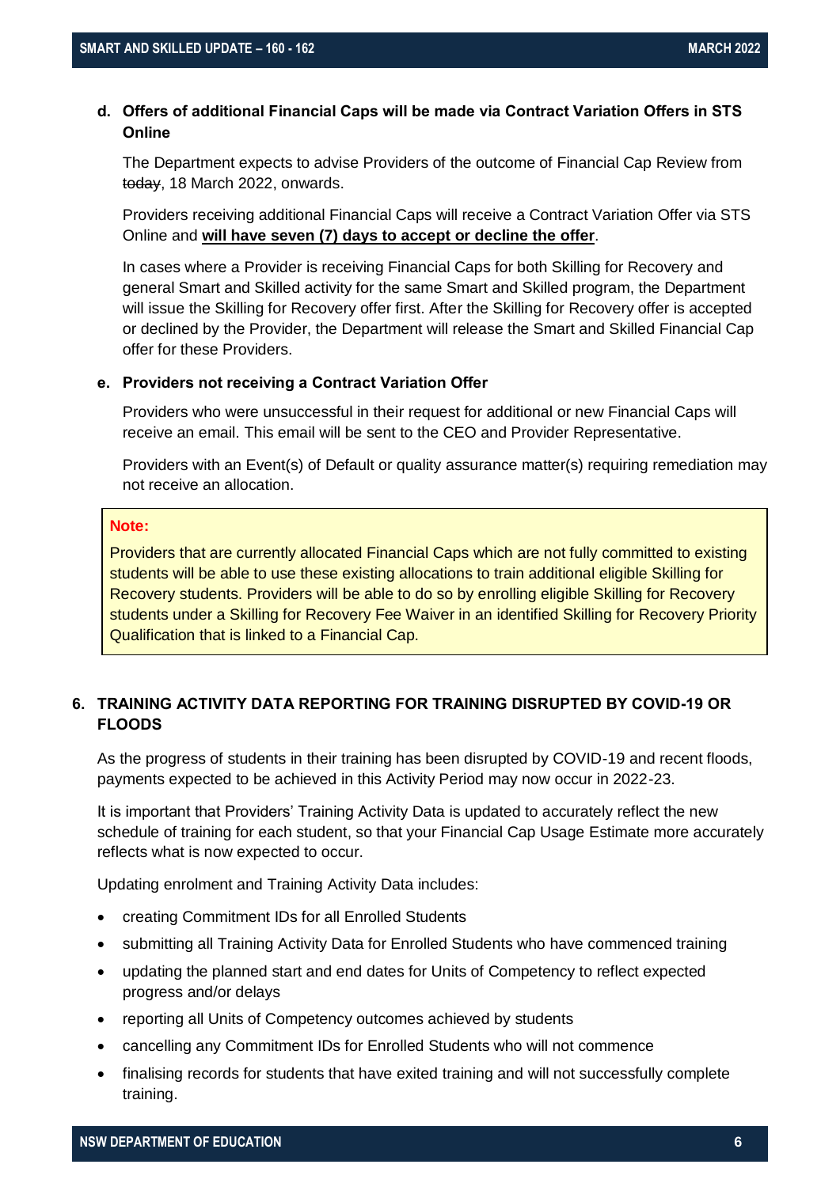**d. Offers of additional Financial Caps will be made via Contract Variation Offers in STS Online**

The Department expects to advise Providers of the outcome of Financial Cap Review from ~~today~~, 18 March 2022, onwards.

Providers receiving additional Financial Caps will receive a Contract Variation Offer via STS Online and **<u>will have seven (7) days to accept or decline the offer</u>**.

In cases where a Provider is receiving Financial Caps for both Skilling for Recovery and general Smart and Skilled activity for the same Smart and Skilled program, the Department will issue the Skilling for Recovery offer first. After the Skilling for Recovery offer is accepted or declined by the Provider, the Department will release the Smart and Skilled Financial Cap offer for these Providers.

**e. Providers not receiving a Contract Variation Offer**

Providers who were unsuccessful in their request for additional or new Financial Caps will receive an email. This email will be sent to the CEO and Provider Representative.

Providers with an Event(s) of Default or quality assurance matter(s) requiring remediation may not receive an allocation.

> **Note:**
>
> Providers that are currently allocated Financial Caps which are not fully committed to existing students will be able to use these existing allocations to train additional eligible Skilling for Recovery students. Providers will be able to do so by enrolling eligible Skilling for Recovery students under a Skilling for Recovery Fee Waiver in an identified Skilling for Recovery Priority Qualification that is linked to a Financial Cap.

## 6. TRAINING ACTIVITY DATA REPORTING FOR TRAINING DISRUPTED BY COVID-19 OR FLOODS

As the progress of students in their training has been disrupted by COVID-19 and recent floods, payments expected to be achieved in this Activity Period may now occur in 2022-23.

It is important that Providers' Training Activity Data is updated to accurately reflect the new schedule of training for each student, so that your Financial Cap Usage Estimate more accurately reflects what is now expected to occur.

Updating enrolment and Training Activity Data includes:

- creating Commitment IDs for all Enrolled Students
- submitting all Training Activity Data for Enrolled Students who have commenced training
- updating the planned start and end dates for Units of Competency to reflect expected progress and/or delays
- reporting all Units of Competency outcomes achieved by students
- cancelling any Commitment IDs for Enrolled Students who will not commence
- finalising records for students that have exited training and will not successfully complete training.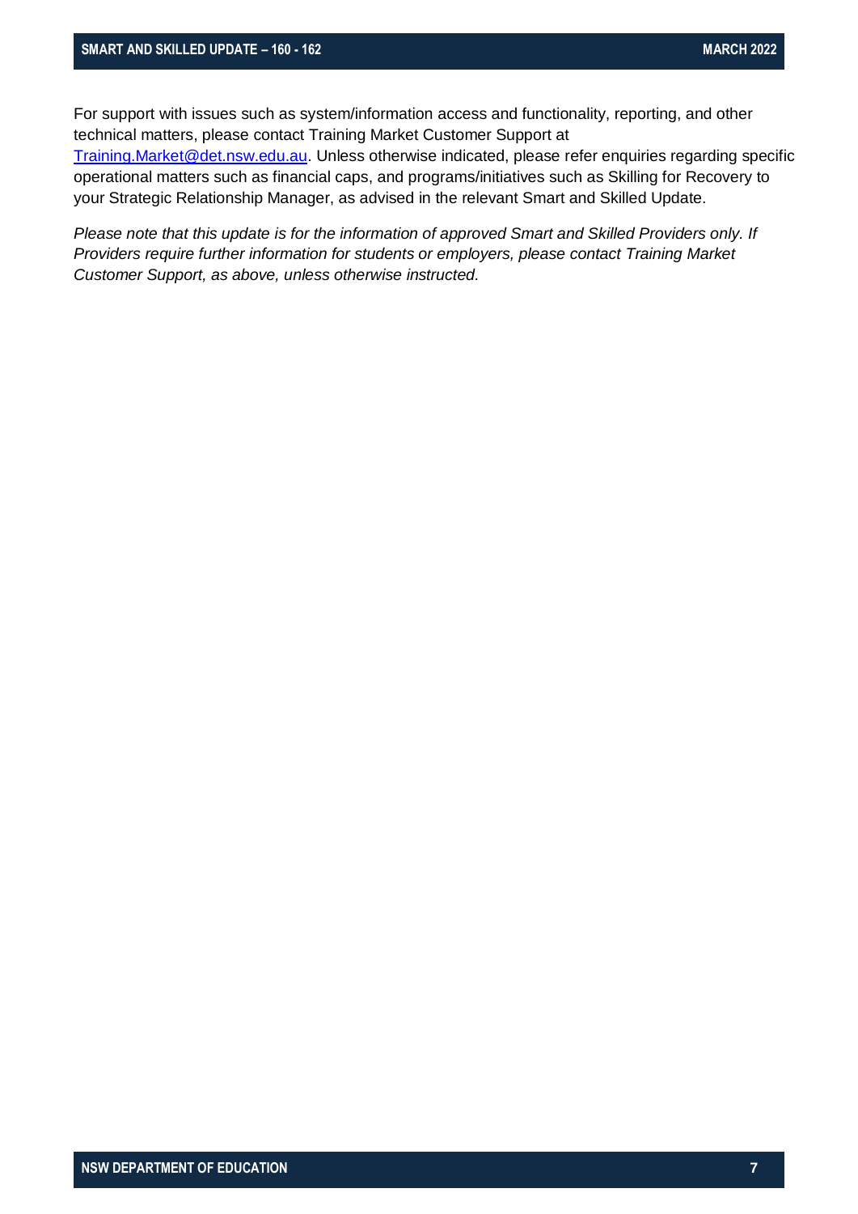For support with issues such as system/information access and functionality, reporting, and other technical matters, please contact Training Market Customer Support at Training.Market@det.nsw.edu.au. Unless otherwise indicated, please refer enquiries regarding specific operational matters such as financial caps, and programs/initiatives such as Skilling for Recovery to your Strategic Relationship Manager, as advised in the relevant Smart and Skilled Update.

*Please note that this update is for the information of approved Smart and Skilled Providers only. If Providers require further information for students or employers, please contact Training Market Customer Support, as above, unless otherwise instructed.*